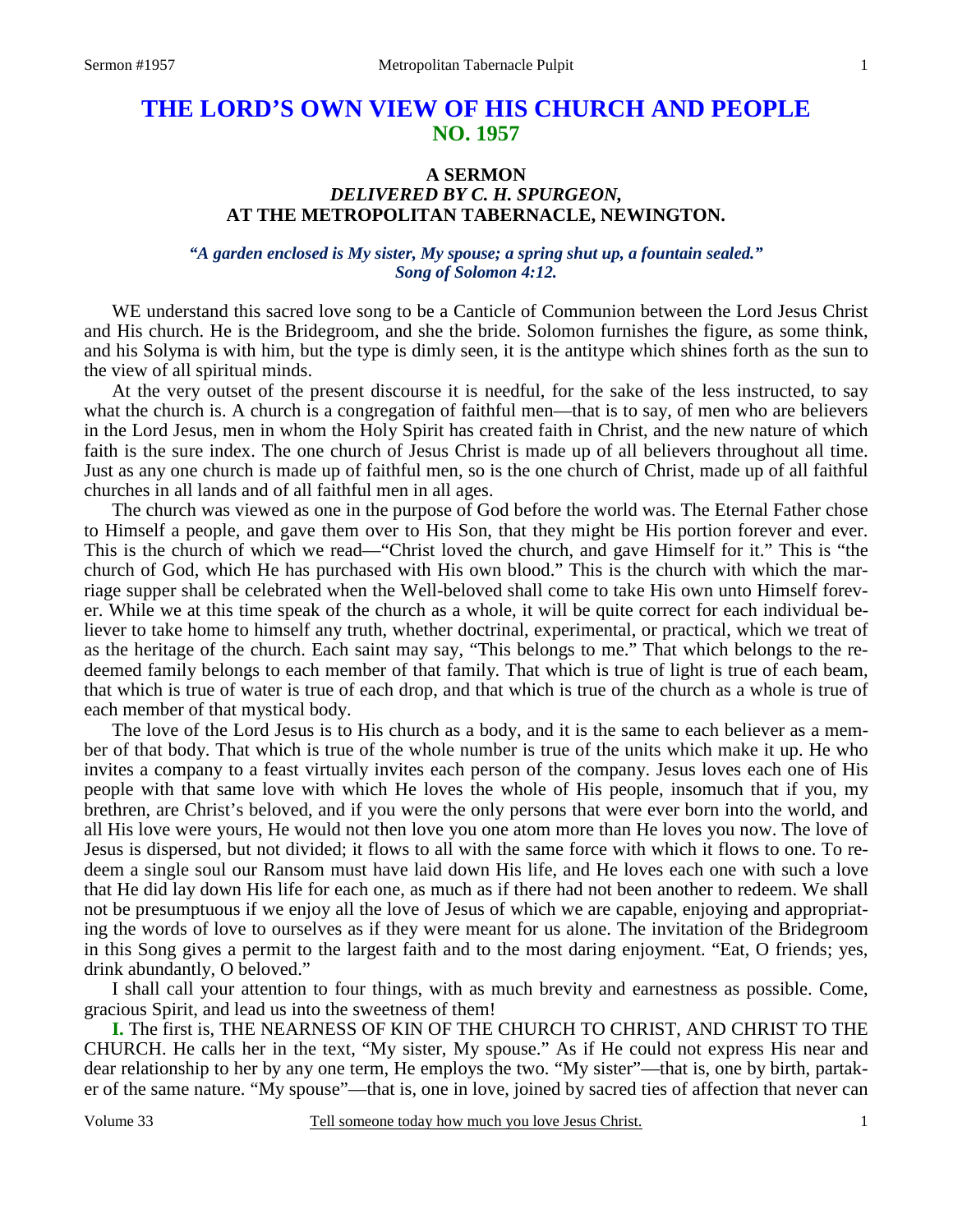# THE LORD'S OWN VIEW OF HIS CHURCH AND PEOPLE
## NO. 1957

### A SERMON
### *DELIVERED BY C. H. SPURGEON,*
### AT THE METROPOLITAN TABERNACLE, NEWINGTON.

***"A garden enclosed is My sister, My spouse; a spring shut up, a fountain sealed." Song of Solomon 4:12.***

WE understand this sacred love song to be a Canticle of Communion between the Lord Jesus Christ and His church. He is the Bridegroom, and she the bride. Solomon furnishes the figure, as some think, and his Solyma is with him, but the type is dimly seen, it is the antitype which shines forth as the sun to the view of all spiritual minds.

At the very outset of the present discourse it is needful, for the sake of the less instructed, to say what the church is. A church is a congregation of faithful men—that is to say, of men who are believers in the Lord Jesus, men in whom the Holy Spirit has created faith in Christ, and the new nature of which faith is the sure index. The one church of Jesus Christ is made up of all believers throughout all time. Just as any one church is made up of faithful men, so is the one church of Christ, made up of all faithful churches in all lands and of all faithful men in all ages.

The church was viewed as one in the purpose of God before the world was. The Eternal Father chose to Himself a people, and gave them over to His Son, that they might be His portion forever and ever. This is the church of which we read—"Christ loved the church, and gave Himself for it." This is "the church of God, which He has purchased with His own blood." This is the church with which the marriage supper shall be celebrated when the Well-beloved shall come to take His own unto Himself forever. While we at this time speak of the church as a whole, it will be quite correct for each individual believer to take home to himself any truth, whether doctrinal, experimental, or practical, which we treat of as the heritage of the church. Each saint may say, "This belongs to me." That which belongs to the redeemed family belongs to each member of that family. That which is true of light is true of each beam, that which is true of water is true of each drop, and that which is true of the church as a whole is true of each member of that mystical body.

The love of the Lord Jesus is to His church as a body, and it is the same to each believer as a member of that body. That which is true of the whole number is true of the units which make it up. He who invites a company to a feast virtually invites each person of the company. Jesus loves each one of His people with that same love with which He loves the whole of His people, insomuch that if you, my brethren, are Christ's beloved, and if you were the only persons that were ever born into the world, and all His love were yours, He would not then love you one atom more than He loves you now. The love of Jesus is dispersed, but not divided; it flows to all with the same force with which it flows to one. To redeem a single soul our Ransom must have laid down His life, and He loves each one with such a love that He did lay down His life for each one, as much as if there had not been another to redeem. We shall not be presumptuous if we enjoy all the love of Jesus of which we are capable, enjoying and appropriating the words of love to ourselves as if they were meant for us alone. The invitation of the Bridegroom in this Song gives a permit to the largest faith and to the most daring enjoyment. "Eat, O friends; yes, drink abundantly, O beloved."

I shall call your attention to four things, with as much brevity and earnestness as possible. Come, gracious Spirit, and lead us into the sweetness of them!

**I.** The first is, THE NEARNESS OF KIN OF THE CHURCH TO CHRIST, AND CHRIST TO THE CHURCH. He calls her in the text, "My sister, My spouse." As if He could not express His near and dear relationship to her by any one term, He employs the two. "My sister"—that is, one by birth, partaker of the same nature. "My spouse"—that is, one in love, joined by sacred ties of affection that never can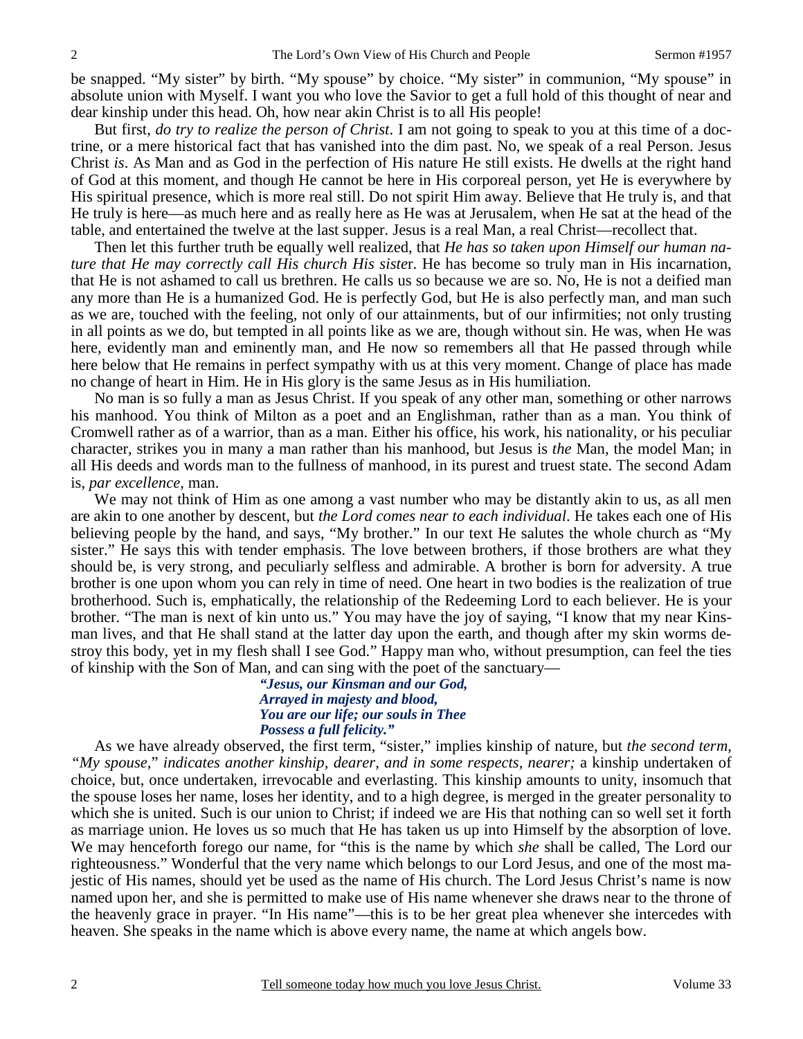be snapped. "My sister" by birth. "My spouse" by choice. "My sister" in communion, "My spouse" in absolute union with Myself. I want you who love the Savior to get a full hold of this thought of near and dear kinship under this head. Oh, how near akin Christ is to all His people!

But first, *do try to realize the person of Christ*. I am not going to speak to you at this time of a doctrine, or a mere historical fact that has vanished into the dim past. No, we speak of a real Person. Jesus Christ *is*. As Man and as God in the perfection of His nature He still exists. He dwells at the right hand of God at this moment, and though He cannot be here in His corporeal person, yet He is everywhere by His spiritual presence, which is more real still. Do not spirit Him away. Believe that He truly is, and that He truly is here—as much here and as really here as He was at Jerusalem, when He sat at the head of the table, and entertained the twelve at the last supper. Jesus is a real Man, a real Christ—recollect that.

Then let this further truth be equally well realized, that *He has so taken upon Himself our human nature that He may correctly call His church His sister*. He has become so truly man in His incarnation, that He is not ashamed to call us brethren. He calls us so because we are so. No, He is not a deified man any more than He is a humanized God. He is perfectly God, but He is also perfectly man, and man such as we are, touched with the feeling, not only of our attainments, but of our infirmities; not only trusting in all points as we do, but tempted in all points like as we are, though without sin. He was, when He was here, evidently man and eminently man, and He now so remembers all that He passed through while here below that He remains in perfect sympathy with us at this very moment. Change of place has made no change of heart in Him. He in His glory is the same Jesus as in His humiliation.

No man is so fully a man as Jesus Christ. If you speak of any other man, something or other narrows his manhood. You think of Milton as a poet and an Englishman, rather than as a man. You think of Cromwell rather as of a warrior, than as a man. Either his office, his work, his nationality, or his peculiar character, strikes you in many a man rather than his manhood, but Jesus is *the* Man, the model Man; in all His deeds and words man to the fullness of manhood, in its purest and truest state. The second Adam is, *par excellence,* man.

We may not think of Him as one among a vast number who may be distantly akin to us, as all men are akin to one another by descent, but *the Lord comes near to each individual*. He takes each one of His believing people by the hand, and says, "My brother." In our text He salutes the whole church as "My sister." He says this with tender emphasis. The love between brothers, if those brothers are what they should be, is very strong, and peculiarly selfless and admirable. A brother is born for adversity. A true brother is one upon whom you can rely in time of need. One heart in two bodies is the realization of true brotherhood. Such is, emphatically, the relationship of the Redeeming Lord to each believer. He is your brother. "The man is next of kin unto us." You may have the joy of saying, "I know that my near Kinsman lives, and that He shall stand at the latter day upon the earth, and though after my skin worms destroy this body, yet in my flesh shall I see God." Happy man who, without presumption, can feel the ties of kinship with the Son of Man, and can sing with the poet of the sanctuary—

> *"Jesus, our Kinsman and our God,*
> *Arrayed in majesty and blood,*
> *You are our life; our souls in Thee*
> *Possess a full felicity."*

As we have already observed, the first term, "sister," implies kinship of nature, but *the second term, "My spouse," indicates another kinship, dearer, and in some respects, nearer;* a kinship undertaken of choice, but, once undertaken, irrevocable and everlasting. This kinship amounts to unity, insomuch that the spouse loses her name, loses her identity, and to a high degree, is merged in the greater personality to which she is united. Such is our union to Christ; if indeed we are His that nothing can so well set it forth as marriage union. He loves us so much that He has taken us up into Himself by the absorption of love. We may henceforth forego our name, for "this is the name by which *she* shall be called, The Lord our righteousness." Wonderful that the very name which belongs to our Lord Jesus, and one of the most majestic of His names, should yet be used as the name of His church. The Lord Jesus Christ's name is now named upon her, and she is permitted to make use of His name whenever she draws near to the throne of the heavenly grace in prayer. "In His name"—this is to be her great plea whenever she intercedes with heaven. She speaks in the name which is above every name, the name at which angels bow.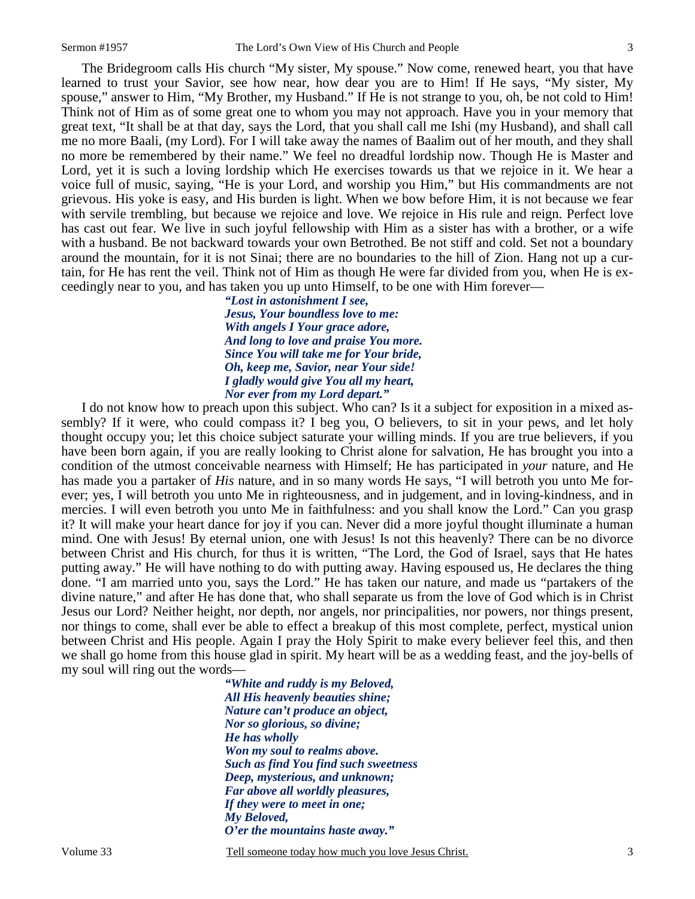The Bridegroom calls His church "My sister, My spouse." Now come, renewed heart, you that have learned to trust your Savior, see how near, how dear you are to Him! If He says, "My sister, My spouse," answer to Him, "My Brother, my Husband." If He is not strange to you, oh, be not cold to Him! Think not of Him as of some great one to whom you may not approach. Have you in your memory that great text, "It shall be at that day, says the Lord, that you shall call me Ishi (my Husband), and shall call me no more Baali, (my Lord). For I will take away the names of Baalim out of her mouth, and they shall no more be remembered by their name." We feel no dreadful lordship now. Though He is Master and Lord, yet it is such a loving lordship which He exercises towards us that we rejoice in it. We hear a voice full of music, saying, "He is your Lord, and worship you Him," but His commandments are not grievous. His yoke is easy, and His burden is light. When we bow before Him, it is not because we fear with servile trembling, but because we rejoice and love. We rejoice in His rule and reign. Perfect love has cast out fear. We live in such joyful fellowship with Him as a sister has with a brother, or a wife with a husband. Be not backward towards your own Betrothed. Be not stiff and cold. Set not a boundary around the mountain, for it is not Sinai; there are no boundaries to the hill of Zion. Hang not up a curtain, for He has rent the veil. Think not of Him as though He were far divided from you, when He is exceedingly near to you, and has taken you up unto Himself, to be one with Him forever—

> *"Lost in astonishment I see,*
> *Jesus, Your boundless love to me:*
> *With angels I Your grace adore,*
> *And long to love and praise You more.*
> *Since You will take me for Your bride,*
> *Oh, keep me, Savior, near Your side!*
> *I gladly would give You all my heart,*
> *Nor ever from my Lord depart."*

I do not know how to preach upon this subject. Who can? Is it a subject for exposition in a mixed assembly? If it were, who could compass it? I beg you, O believers, to sit in your pews, and let holy thought occupy you; let this choice subject saturate your willing minds. If you are true believers, if you have been born again, if you are really looking to Christ alone for salvation, He has brought you into a condition of the utmost conceivable nearness with Himself; He has participated in *your* nature, and He has made you a partaker of *His* nature, and in so many words He says, "I will betroth you unto Me forever; yes, I will betroth you unto Me in righteousness, and in judgement, and in loving-kindness, and in mercies. I will even betroth you unto Me in faithfulness: and you shall know the Lord." Can you grasp it? It will make your heart dance for joy if you can. Never did a more joyful thought illuminate a human mind. One with Jesus! By eternal union, one with Jesus! Is not this heavenly? There can be no divorce between Christ and His church, for thus it is written, "The Lord, the God of Israel, says that He hates putting away." He will have nothing to do with putting away. Having espoused us, He declares the thing done. "I am married unto you, says the Lord." He has taken our nature, and made us "partakers of the divine nature," and after He has done that, who shall separate us from the love of God which is in Christ Jesus our Lord? Neither height, nor depth, nor angels, nor principalities, nor powers, nor things present, nor things to come, shall ever be able to effect a breakup of this most complete, perfect, mystical union between Christ and His people. Again I pray the Holy Spirit to make every believer feel this, and then we shall go home from this house glad in spirit. My heart will be as a wedding feast, and the joy-bells of my soul will ring out the words—

> *"White and ruddy is my Beloved,*
> *All His heavenly beauties shine;*
> *Nature can't produce an object,*
> *Nor so glorious, so divine;*
> *He has wholly*
> *Won my soul to realms above.*
> *Such as find You find such sweetness*
> *Deep, mysterious, and unknown;*
> *Far above all worldly pleasures,*
> *If they were to meet in one;*
> *My Beloved,*
> *O'er the mountains haste away."*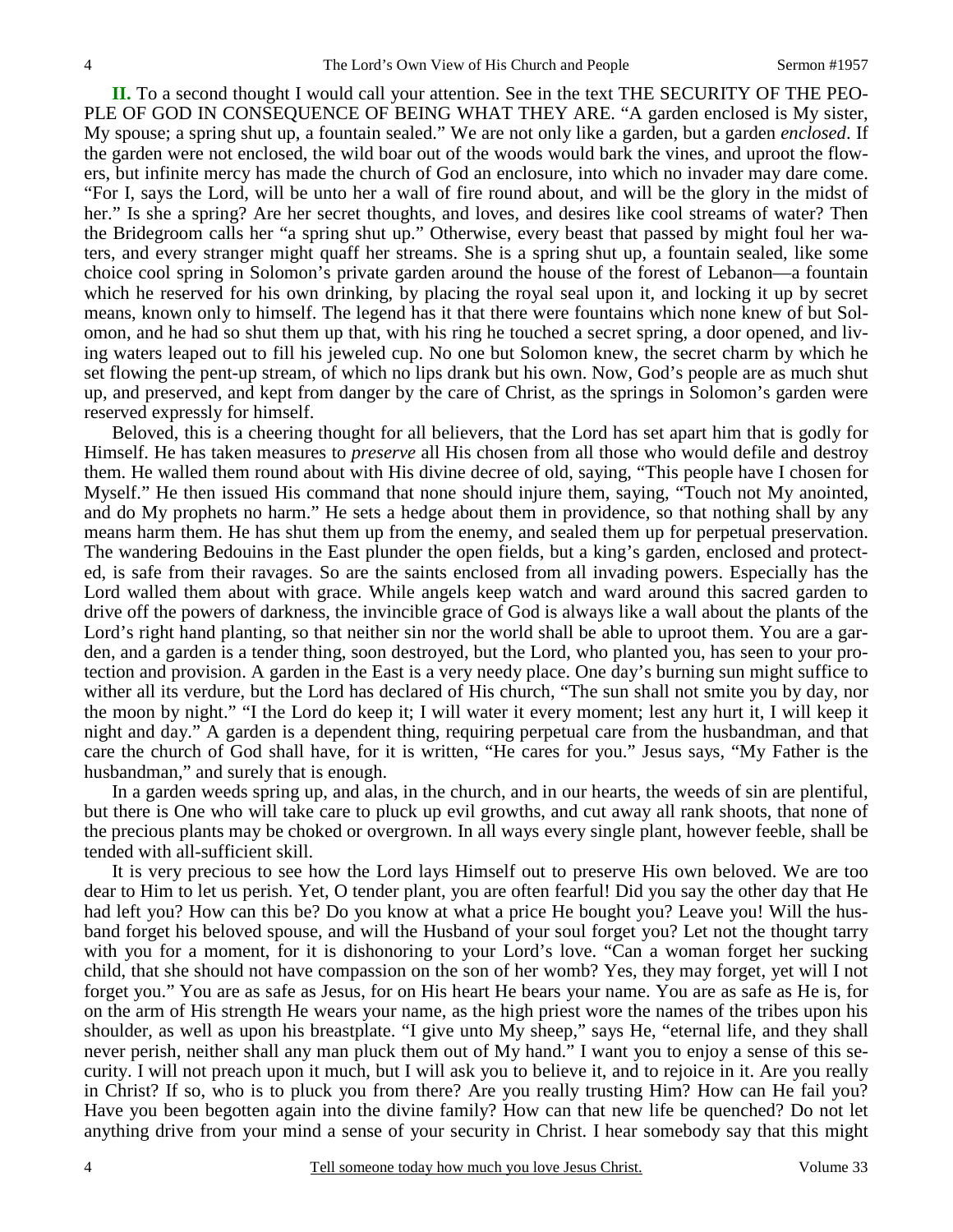**II.** To a second thought I would call your attention. See in the text THE SECURITY OF THE PEOPLE OF GOD IN CONSEQUENCE OF BEING WHAT THEY ARE. "A garden enclosed is My sister, My spouse; a spring shut up, a fountain sealed." We are not only like a garden, but a garden *enclosed*. If the garden were not enclosed, the wild boar out of the woods would bark the vines, and uproot the flowers, but infinite mercy has made the church of God an enclosure, into which no invader may dare come. "For I, says the Lord, will be unto her a wall of fire round about, and will be the glory in the midst of her." Is she a spring? Are her secret thoughts, and loves, and desires like cool streams of water? Then the Bridegroom calls her "a spring shut up." Otherwise, every beast that passed by might foul her waters, and every stranger might quaff her streams. She is a spring shut up, a fountain sealed, like some choice cool spring in Solomon's private garden around the house of the forest of Lebanon—a fountain which he reserved for his own drinking, by placing the royal seal upon it, and locking it up by secret means, known only to himself. The legend has it that there were fountains which none knew of but Solomon, and he had so shut them up that, with his ring he touched a secret spring, a door opened, and living waters leaped out to fill his jeweled cup. No one but Solomon knew, the secret charm by which he set flowing the pent-up stream, of which no lips drank but his own. Now, God's people are as much shut up, and preserved, and kept from danger by the care of Christ, as the springs in Solomon's garden were reserved expressly for himself.

Beloved, this is a cheering thought for all believers, that the Lord has set apart him that is godly for Himself. He has taken measures to *preserve* all His chosen from all those who would defile and destroy them. He walled them round about with His divine decree of old, saying, "This people have I chosen for Myself." He then issued His command that none should injure them, saying, "Touch not My anointed, and do My prophets no harm." He sets a hedge about them in providence, so that nothing shall by any means harm them. He has shut them up from the enemy, and sealed them up for perpetual preservation. The wandering Bedouins in the East plunder the open fields, but a king's garden, enclosed and protected, is safe from their ravages. So are the saints enclosed from all invading powers. Especially has the Lord walled them about with grace. While angels keep watch and ward around this sacred garden to drive off the powers of darkness, the invincible grace of God is always like a wall about the plants of the Lord's right hand planting, so that neither sin nor the world shall be able to uproot them. You are a garden, and a garden is a tender thing, soon destroyed, but the Lord, who planted you, has seen to your protection and provision. A garden in the East is a very needy place. One day's burning sun might suffice to wither all its verdure, but the Lord has declared of His church, "The sun shall not smite you by day, nor the moon by night." "I the Lord do keep it; I will water it every moment; lest any hurt it, I will keep it night and day." A garden is a dependent thing, requiring perpetual care from the husbandman, and that care the church of God shall have, for it is written, "He cares for you." Jesus says, "My Father is the husbandman," and surely that is enough.

In a garden weeds spring up, and alas, in the church, and in our hearts, the weeds of sin are plentiful, but there is One who will take care to pluck up evil growths, and cut away all rank shoots, that none of the precious plants may be choked or overgrown. In all ways every single plant, however feeble, shall be tended with all-sufficient skill.

It is very precious to see how the Lord lays Himself out to preserve His own beloved. We are too dear to Him to let us perish. Yet, O tender plant, you are often fearful! Did you say the other day that He had left you? How can this be? Do you know at what a price He bought you? Leave you! Will the husband forget his beloved spouse, and will the Husband of your soul forget you? Let not the thought tarry with you for a moment, for it is dishonoring to your Lord's love. "Can a woman forget her sucking child, that she should not have compassion on the son of her womb? Yes, they may forget, yet will I not forget you." You are as safe as Jesus, for on His heart He bears your name. You are as safe as He is, for on the arm of His strength He wears your name, as the high priest wore the names of the tribes upon his shoulder, as well as upon his breastplate. "I give unto My sheep," says He, "eternal life, and they shall never perish, neither shall any man pluck them out of My hand." I want you to enjoy a sense of this security. I will not preach upon it much, but I will ask you to believe it, and to rejoice in it. Are you really in Christ? If so, who is to pluck you from there? Are you really trusting Him? How can He fail you? Have you been begotten again into the divine family? How can that new life be quenched? Do not let anything drive from your mind a sense of your security in Christ. I hear somebody say that this might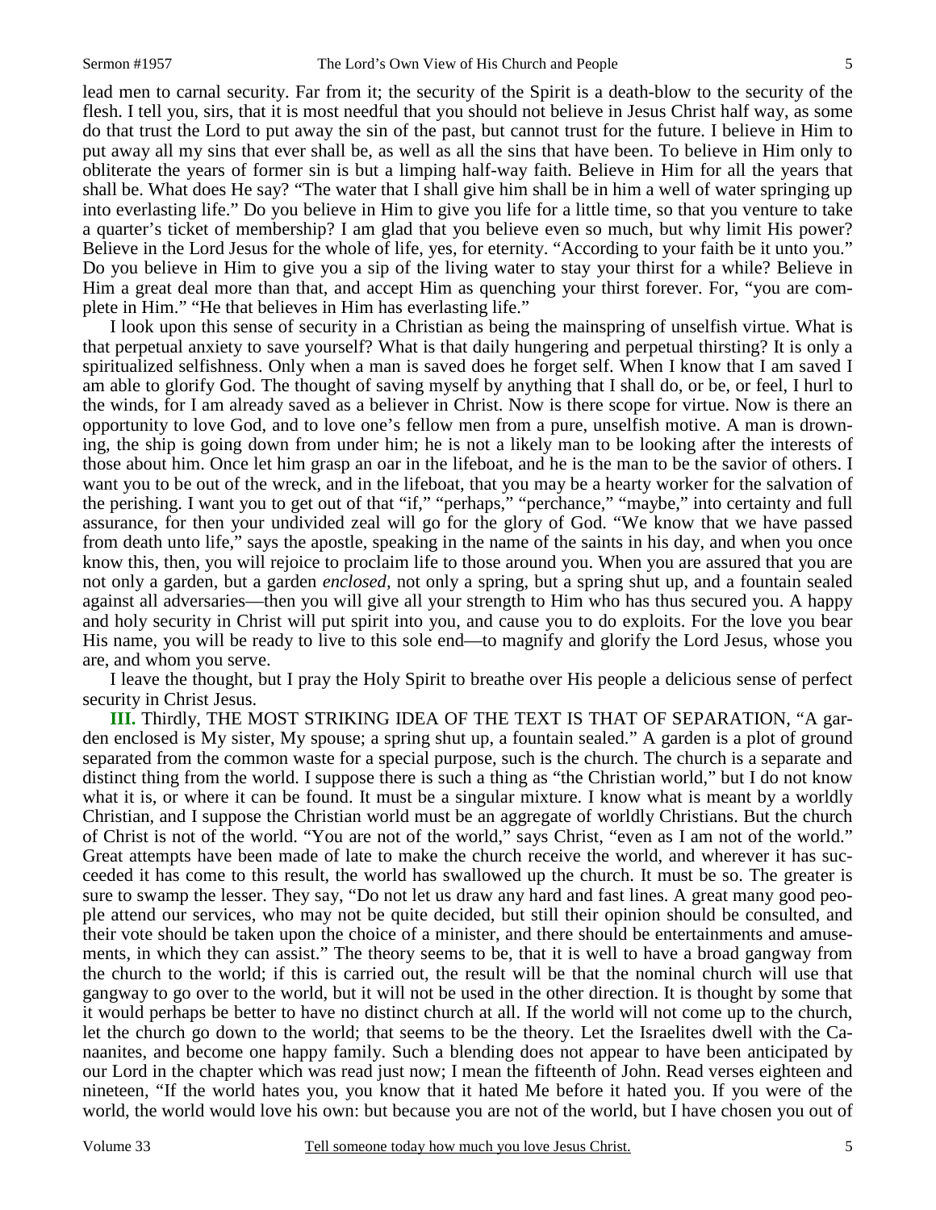lead men to carnal security. Far from it; the security of the Spirit is a death-blow to the security of the flesh. I tell you, sirs, that it is most needful that you should not believe in Jesus Christ half way, as some do that trust the Lord to put away the sin of the past, but cannot trust for the future. I believe in Him to put away all my sins that ever shall be, as well as all the sins that have been. To believe in Him only to obliterate the years of former sin is but a limping half-way faith. Believe in Him for all the years that shall be. What does He say? "The water that I shall give him shall be in him a well of water springing up into everlasting life." Do you believe in Him to give you life for a little time, so that you venture to take a quarter's ticket of membership? I am glad that you believe even so much, but why limit His power? Believe in the Lord Jesus for the whole of life, yes, for eternity. "According to your faith be it unto you." Do you believe in Him to give you a sip of the living water to stay your thirst for a while? Believe in Him a great deal more than that, and accept Him as quenching your thirst forever. For, "you are complete in Him." "He that believes in Him has everlasting life."

I look upon this sense of security in a Christian as being the mainspring of unselfish virtue. What is that perpetual anxiety to save yourself? What is that daily hungering and perpetual thirsting? It is only a spiritualized selfishness. Only when a man is saved does he forget self. When I know that I am saved I am able to glorify God. The thought of saving myself by anything that I shall do, or be, or feel, I hurl to the winds, for I am already saved as a believer in Christ. Now is there scope for virtue. Now is there an opportunity to love God, and to love one's fellow men from a pure, unselfish motive. A man is drowning, the ship is going down from under him; he is not a likely man to be looking after the interests of those about him. Once let him grasp an oar in the lifeboat, and he is the man to be the savior of others. I want you to be out of the wreck, and in the lifeboat, that you may be a hearty worker for the salvation of the perishing. I want you to get out of that "if," "perhaps," "perchance," "maybe," into certainty and full assurance, for then your undivided zeal will go for the glory of God. "We know that we have passed from death unto life," says the apostle, speaking in the name of the saints in his day, and when you once know this, then, you will rejoice to proclaim life to those around you. When you are assured that you are not only a garden, but a garden *enclosed,* not only a spring, but a spring shut up, and a fountain sealed against all adversaries—then you will give all your strength to Him who has thus secured you. A happy and holy security in Christ will put spirit into you, and cause you to do exploits. For the love you bear His name, you will be ready to live to this sole end—to magnify and glorify the Lord Jesus, whose you are, and whom you serve.

I leave the thought, but I pray the Holy Spirit to breathe over His people a delicious sense of perfect security in Christ Jesus.

**III.** Thirdly, THE MOST STRIKING IDEA OF THE TEXT IS THAT OF SEPARATION, "A garden enclosed is My sister, My spouse; a spring shut up, a fountain sealed." A garden is a plot of ground separated from the common waste for a special purpose, such is the church. The church is a separate and distinct thing from the world. I suppose there is such a thing as "the Christian world," but I do not know what it is, or where it can be found. It must be a singular mixture. I know what is meant by a worldly Christian, and I suppose the Christian world must be an aggregate of worldly Christians. But the church of Christ is not of the world. "You are not of the world," says Christ, "even as I am not of the world." Great attempts have been made of late to make the church receive the world, and wherever it has succeeded it has come to this result, the world has swallowed up the church. It must be so. The greater is sure to swamp the lesser. They say, "Do not let us draw any hard and fast lines. A great many good people attend our services, who may not be quite decided, but still their opinion should be consulted, and their vote should be taken upon the choice of a minister, and there should be entertainments and amusements, in which they can assist." The theory seems to be, that it is well to have a broad gangway from the church to the world; if this is carried out, the result will be that the nominal church will use that gangway to go over to the world, but it will not be used in the other direction. It is thought by some that it would perhaps be better to have no distinct church at all. If the world will not come up to the church, let the church go down to the world; that seems to be the theory. Let the Israelites dwell with the Canaanites, and become one happy family. Such a blending does not appear to have been anticipated by our Lord in the chapter which was read just now; I mean the fifteenth of John. Read verses eighteen and nineteen, "If the world hates you, you know that it hated Me before it hated you. If you were of the world, the world would love his own: but because you are not of the world, but I have chosen you out of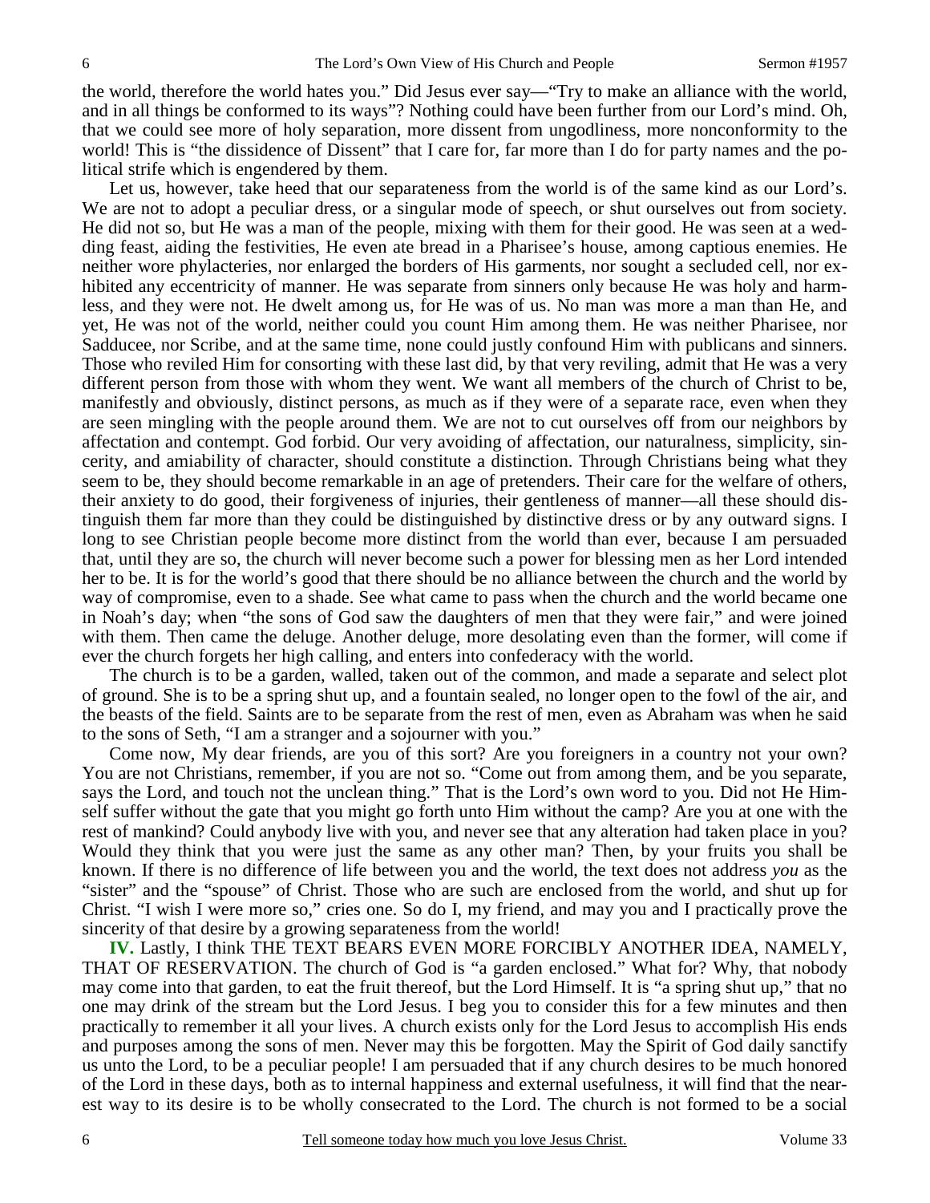the world, therefore the world hates you." Did Jesus ever say—"Try to make an alliance with the world, and in all things be conformed to its ways"? Nothing could have been further from our Lord's mind. Oh, that we could see more of holy separation, more dissent from ungodliness, more nonconformity to the world! This is "the dissidence of Dissent" that I care for, far more than I do for party names and the political strife which is engendered by them.

Let us, however, take heed that our separateness from the world is of the same kind as our Lord's. We are not to adopt a peculiar dress, or a singular mode of speech, or shut ourselves out from society. He did not so, but He was a man of the people, mixing with them for their good. He was seen at a wedding feast, aiding the festivities, He even ate bread in a Pharisee's house, among captious enemies. He neither wore phylacteries, nor enlarged the borders of His garments, nor sought a secluded cell, nor exhibited any eccentricity of manner. He was separate from sinners only because He was holy and harmless, and they were not. He dwelt among us, for He was of us. No man was more a man than He, and yet, He was not of the world, neither could you count Him among them. He was neither Pharisee, nor Sadducee, nor Scribe, and at the same time, none could justly confound Him with publicans and sinners. Those who reviled Him for consorting with these last did, by that very reviling, admit that He was a very different person from those with whom they went. We want all members of the church of Christ to be, manifestly and obviously, distinct persons, as much as if they were of a separate race, even when they are seen mingling with the people around them. We are not to cut ourselves off from our neighbors by affectation and contempt. God forbid. Our very avoiding of affectation, our naturalness, simplicity, sincerity, and amiability of character, should constitute a distinction. Through Christians being what they seem to be, they should become remarkable in an age of pretenders. Their care for the welfare of others, their anxiety to do good, their forgiveness of injuries, their gentleness of manner—all these should distinguish them far more than they could be distinguished by distinctive dress or by any outward signs. I long to see Christian people become more distinct from the world than ever, because I am persuaded that, until they are so, the church will never become such a power for blessing men as her Lord intended her to be. It is for the world's good that there should be no alliance between the church and the world by way of compromise, even to a shade. See what came to pass when the church and the world became one in Noah's day; when "the sons of God saw the daughters of men that they were fair," and were joined with them. Then came the deluge. Another deluge, more desolating even than the former, will come if ever the church forgets her high calling, and enters into confederacy with the world.

The church is to be a garden, walled, taken out of the common, and made a separate and select plot of ground. She is to be a spring shut up, and a fountain sealed, no longer open to the fowl of the air, and the beasts of the field. Saints are to be separate from the rest of men, even as Abraham was when he said to the sons of Seth, "I am a stranger and a sojourner with you."

Come now, My dear friends, are you of this sort? Are you foreigners in a country not your own? You are not Christians, remember, if you are not so. "Come out from among them, and be you separate, says the Lord, and touch not the unclean thing." That is the Lord's own word to you. Did not He Himself suffer without the gate that you might go forth unto Him without the camp? Are you at one with the rest of mankind? Could anybody live with you, and never see that any alteration had taken place in you? Would they think that you were just the same as any other man? Then, by your fruits you shall be known. If there is no difference of life between you and the world, the text does not address *you* as the "sister" and the "spouse" of Christ. Those who are such are enclosed from the world, and shut up for Christ. "I wish I were more so," cries one. So do I, my friend, and may you and I practically prove the sincerity of that desire by a growing separateness from the world!

**IV.** Lastly, I think THE TEXT BEARS EVEN MORE FORCIBLY ANOTHER IDEA, NAMELY, THAT OF RESERVATION. The church of God is "a garden enclosed." What for? Why, that nobody may come into that garden, to eat the fruit thereof, but the Lord Himself. It is "a spring shut up," that no one may drink of the stream but the Lord Jesus. I beg you to consider this for a few minutes and then practically to remember it all your lives. A church exists only for the Lord Jesus to accomplish His ends and purposes among the sons of men. Never may this be forgotten. May the Spirit of God daily sanctify us unto the Lord, to be a peculiar people! I am persuaded that if any church desires to be much honored of the Lord in these days, both as to internal happiness and external usefulness, it will find that the nearest way to its desire is to be wholly consecrated to the Lord. The church is not formed to be a social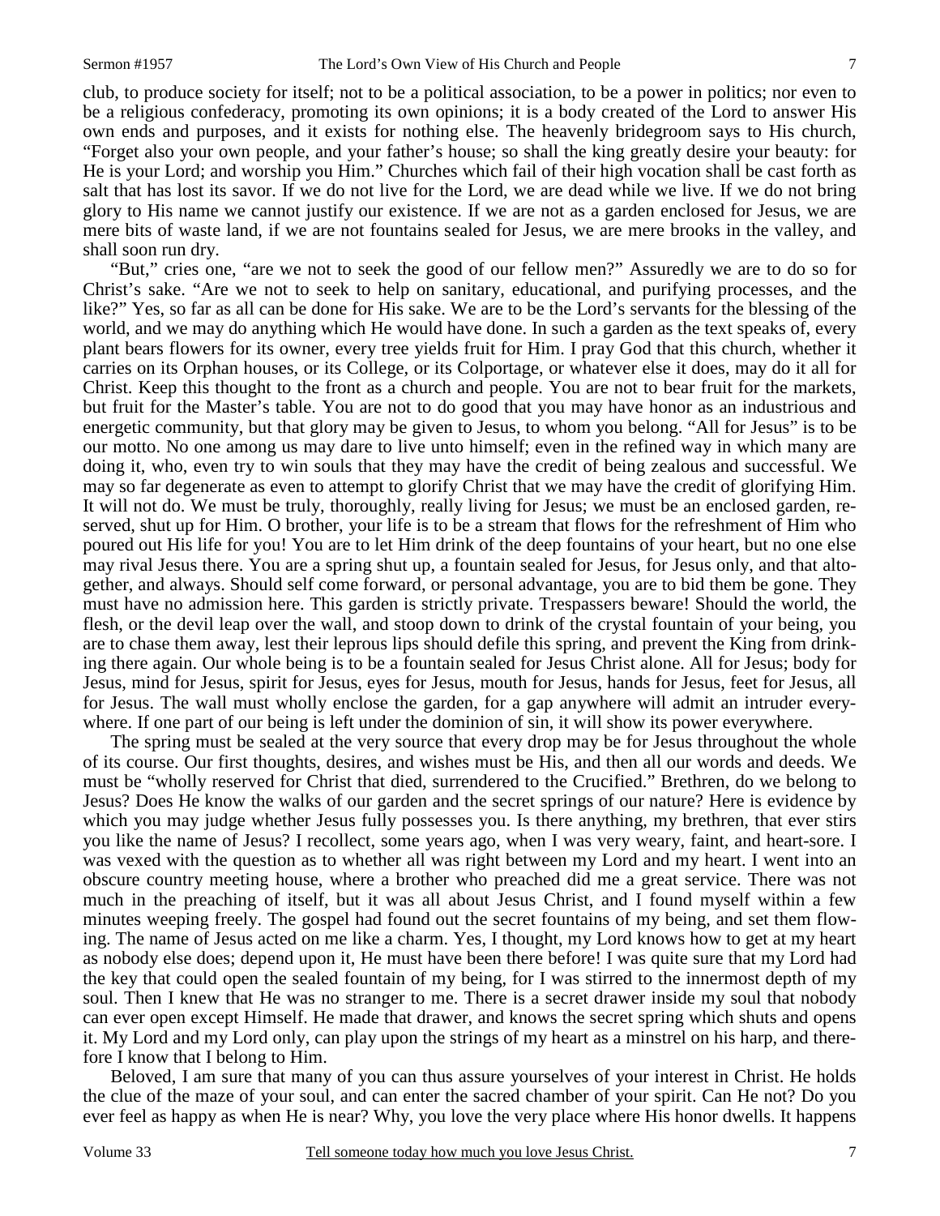club, to produce society for itself; not to be a political association, to be a power in politics; nor even to be a religious confederacy, promoting its own opinions; it is a body created of the Lord to answer His own ends and purposes, and it exists for nothing else. The heavenly bridegroom says to His church, "Forget also your own people, and your father's house; so shall the king greatly desire your beauty: for He is your Lord; and worship you Him." Churches which fail of their high vocation shall be cast forth as salt that has lost its savor. If we do not live for the Lord, we are dead while we live. If we do not bring glory to His name we cannot justify our existence. If we are not as a garden enclosed for Jesus, we are mere bits of waste land, if we are not fountains sealed for Jesus, we are mere brooks in the valley, and shall soon run dry.

"But," cries one, "are we not to seek the good of our fellow men?" Assuredly we are to do so for Christ's sake. "Are we not to seek to help on sanitary, educational, and purifying processes, and the like?" Yes, so far as all can be done for His sake. We are to be the Lord's servants for the blessing of the world, and we may do anything which He would have done. In such a garden as the text speaks of, every plant bears flowers for its owner, every tree yields fruit for Him. I pray God that this church, whether it carries on its Orphan houses, or its College, or its Colportage, or whatever else it does, may do it all for Christ. Keep this thought to the front as a church and people. You are not to bear fruit for the markets, but fruit for the Master's table. You are not to do good that you may have honor as an industrious and energetic community, but that glory may be given to Jesus, to whom you belong. "All for Jesus" is to be our motto. No one among us may dare to live unto himself; even in the refined way in which many are doing it, who, even try to win souls that they may have the credit of being zealous and successful. We may so far degenerate as even to attempt to glorify Christ that we may have the credit of glorifying Him. It will not do. We must be truly, thoroughly, really living for Jesus; we must be an enclosed garden, reserved, shut up for Him. O brother, your life is to be a stream that flows for the refreshment of Him who poured out His life for you! You are to let Him drink of the deep fountains of your heart, but no one else may rival Jesus there. You are a spring shut up, a fountain sealed for Jesus, for Jesus only, and that altogether, and always. Should self come forward, or personal advantage, you are to bid them be gone. They must have no admission here. This garden is strictly private. Trespassers beware! Should the world, the flesh, or the devil leap over the wall, and stoop down to drink of the crystal fountain of your being, you are to chase them away, lest their leprous lips should defile this spring, and prevent the King from drinking there again. Our whole being is to be a fountain sealed for Jesus Christ alone. All for Jesus; body for Jesus, mind for Jesus, spirit for Jesus, eyes for Jesus, mouth for Jesus, hands for Jesus, feet for Jesus, all for Jesus. The wall must wholly enclose the garden, for a gap anywhere will admit an intruder everywhere. If one part of our being is left under the dominion of sin, it will show its power everywhere.

The spring must be sealed at the very source that every drop may be for Jesus throughout the whole of its course. Our first thoughts, desires, and wishes must be His, and then all our words and deeds. We must be "wholly reserved for Christ that died, surrendered to the Crucified." Brethren, do we belong to Jesus? Does He know the walks of our garden and the secret springs of our nature? Here is evidence by which you may judge whether Jesus fully possesses you. Is there anything, my brethren, that ever stirs you like the name of Jesus? I recollect, some years ago, when I was very weary, faint, and heart-sore. I was vexed with the question as to whether all was right between my Lord and my heart. I went into an obscure country meeting house, where a brother who preached did me a great service. There was not much in the preaching of itself, but it was all about Jesus Christ, and I found myself within a few minutes weeping freely. The gospel had found out the secret fountains of my being, and set them flowing. The name of Jesus acted on me like a charm. Yes, I thought, my Lord knows how to get at my heart as nobody else does; depend upon it, He must have been there before! I was quite sure that my Lord had the key that could open the sealed fountain of my being, for I was stirred to the innermost depth of my soul. Then I knew that He was no stranger to me. There is a secret drawer inside my soul that nobody can ever open except Himself. He made that drawer, and knows the secret spring which shuts and opens it. My Lord and my Lord only, can play upon the strings of my heart as a minstrel on his harp, and therefore I know that I belong to Him.

Beloved, I am sure that many of you can thus assure yourselves of your interest in Christ. He holds the clue of the maze of your soul, and can enter the sacred chamber of your spirit. Can He not? Do you ever feel as happy as when He is near? Why, you love the very place where His honor dwells. It happens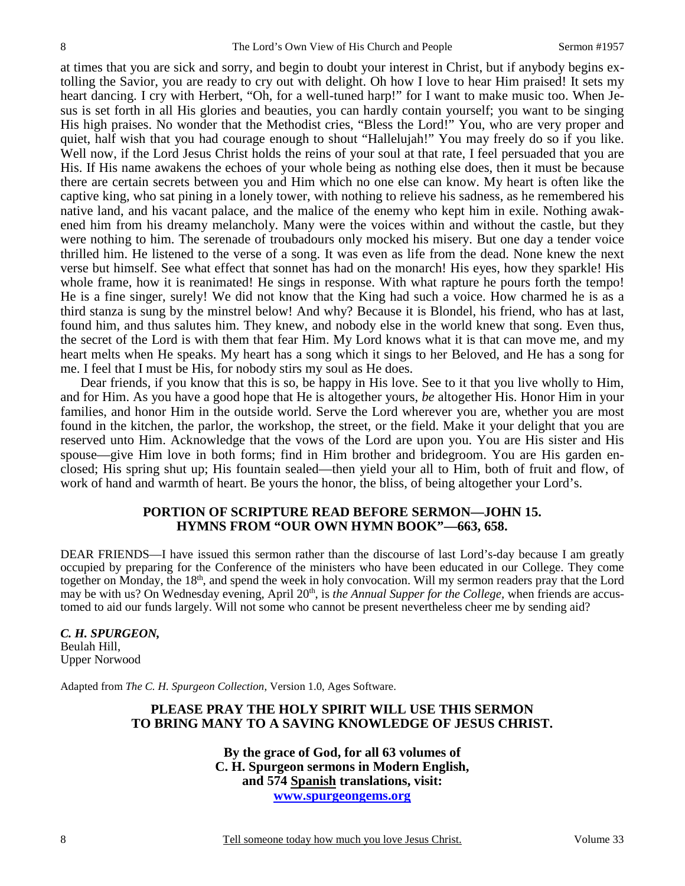at times that you are sick and sorry, and begin to doubt your interest in Christ, but if anybody begins extolling the Savior, you are ready to cry out with delight. Oh how I love to hear Him praised! It sets my heart dancing. I cry with Herbert, "Oh, for a well-tuned harp!" for I want to make music too. When Jesus is set forth in all His glories and beauties, you can hardly contain yourself; you want to be singing His high praises. No wonder that the Methodist cries, "Bless the Lord!" You, who are very proper and quiet, half wish that you had courage enough to shout "Hallelujah!" You may freely do so if you like. Well now, if the Lord Jesus Christ holds the reins of your soul at that rate, I feel persuaded that you are His. If His name awakens the echoes of your whole being as nothing else does, then it must be because there are certain secrets between you and Him which no one else can know. My heart is often like the captive king, who sat pining in a lonely tower, with nothing to relieve his sadness, as he remembered his native land, and his vacant palace, and the malice of the enemy who kept him in exile. Nothing awakened him from his dreamy melancholy. Many were the voices within and without the castle, but they were nothing to him. The serenade of troubadours only mocked his misery. But one day a tender voice thrilled him. He listened to the verse of a song. It was even as life from the dead. None knew the next verse but himself. See what effect that sonnet has had on the monarch! His eyes, how they sparkle! His whole frame, how it is reanimated! He sings in response. With what rapture he pours forth the tempo! He is a fine singer, surely! We did not know that the King had such a voice. How charmed he is as a third stanza is sung by the minstrel below! And why? Because it is Blondel, his friend, who has at last, found him, and thus salutes him. They knew, and nobody else in the world knew that song. Even thus, the secret of the Lord is with them that fear Him. My Lord knows what it is that can move me, and my heart melts when He speaks. My heart has a song which it sings to her Beloved, and He has a song for me. I feel that I must be His, for nobody stirs my soul as He does.

Dear friends, if you know that this is so, be happy in His love. See to it that you live wholly to Him, and for Him. As you have a good hope that He is altogether yours, *be* altogether His. Honor Him in your families, and honor Him in the outside world. Serve the Lord wherever you are, whether you are most found in the kitchen, the parlor, the workshop, the street, or the field. Make it your delight that you are reserved unto Him. Acknowledge that the vows of the Lord are upon you. You are His sister and His spouse—give Him love in both forms; find in Him brother and bridegroom. You are His garden enclosed; His spring shut up; His fountain sealed—then yield your all to Him, both of fruit and flow, of work of hand and warmth of heart. Be yours the honor, the bliss, of being altogether your Lord's.

**PORTION OF SCRIPTURE READ BEFORE SERMON—JOHN 15.**
**HYMNS FROM "OUR OWN HYMN BOOK"—663, 658.**

DEAR FRIENDS—I have issued this sermon rather than the discourse of last Lord's-day because I am greatly occupied by preparing for the Conference of the ministers who have been educated in our College. They come together on Monday, the 18th, and spend the week in holy convocation. Will my sermon readers pray that the Lord may be with us? On Wednesday evening, April 20th, is *the Annual Supper for the College,* when friends are accustomed to aid our funds largely. Will not some who cannot be present nevertheless cheer me by sending aid?

***C. H. SPURGEON,***
Beulah Hill,
Upper Norwood

Adapted from *The C. H. Spurgeon Collection,* Version 1.0, Ages Software.

**PLEASE PRAY THE HOLY SPIRIT WILL USE THIS SERMON TO BRING MANY TO A SAVING KNOWLEDGE OF JESUS CHRIST.**

**By the grace of God, for all 63 volumes of C. H. Spurgeon sermons in Modern English, and 574 Spanish translations, visit: www.spurgeongems.org**

Tell someone today how much you love Jesus Christ.